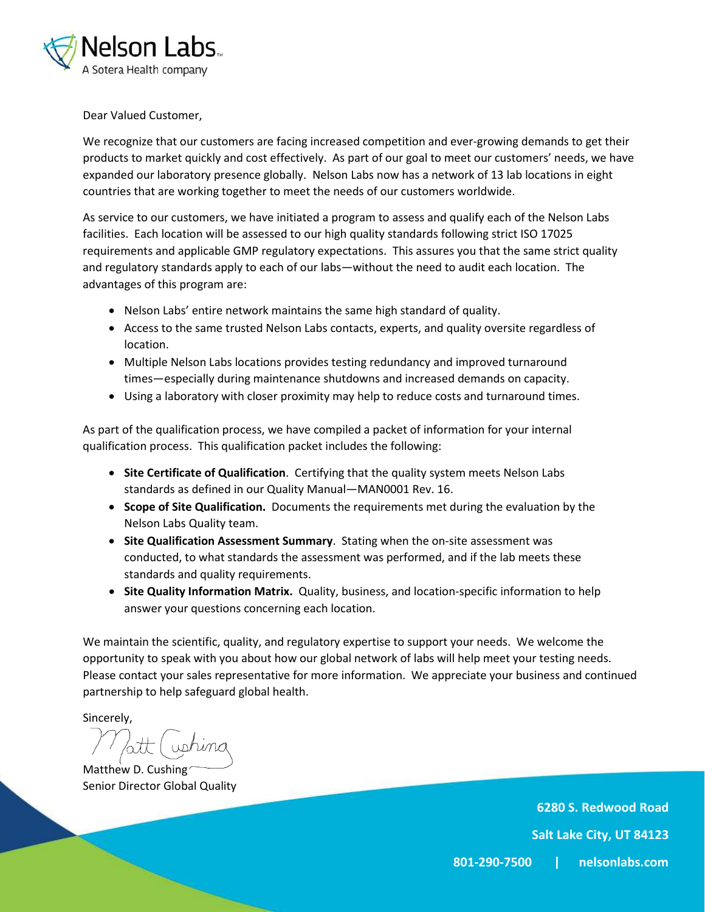Nelson Labs
A Sotera Health company

Dear Valued Customer,

We recognize that our customers are facing increased competition and ever-growing demands to get their products to market quickly and cost effectively. As part of our goal to meet our customers' needs, we have expanded our laboratory presence globally. Nelson Labs now has a network of 13 lab locations in eight countries that are working together to meet the needs of our customers worldwide.

As service to our customers, we have initiated a program to assess and qualify each of the Nelson Labs facilities. Each location will be assessed to our high quality standards following strict ISO 17025 requirements and applicable GMP regulatory expectations. This assures you that the same strict quality and regulatory standards apply to each of our labs—without the need to audit each location. The advantages of this program are:

- Nelson Labs' entire network maintains the same high standard of quality.
- Access to the same trusted Nelson Labs contacts, experts, and quality oversite regardless of location.
- Multiple Nelson Labs locations provides testing redundancy and improved turnaround times—especially during maintenance shutdowns and increased demands on capacity.
- Using a laboratory with closer proximity may help to reduce costs and turnaround times.

As part of the qualification process, we have compiled a packet of information for your internal qualification process. This qualification packet includes the following:

- **Site Certificate of Qualification**. Certifying that the quality system meets Nelson Labs standards as defined in our Quality Manual—MAN0001 Rev. 16.
- **Scope of Site Qualification.** Documents the requirements met during the evaluation by the Nelson Labs Quality team.
- **Site Qualification Assessment Summary**. Stating when the on-site assessment was conducted, to what standards the assessment was performed, and if the lab meets these standards and quality requirements.
- **Site Quality Information Matrix.** Quality, business, and location-specific information to help answer your questions concerning each location.

We maintain the scientific, quality, and regulatory expertise to support your needs. We welcome the opportunity to speak with you about how our global network of labs will help meet your testing needs. Please contact your sales representative for more information. We appreciate your business and continued partnership to help safeguard global health.

Sincerely,

Matthew D. Cushing
Senior Director Global Quality

**6280 S. Redwood Road**
**Salt Lake City, UT 84123**
**801-290-7500 | nelsonlabs.com**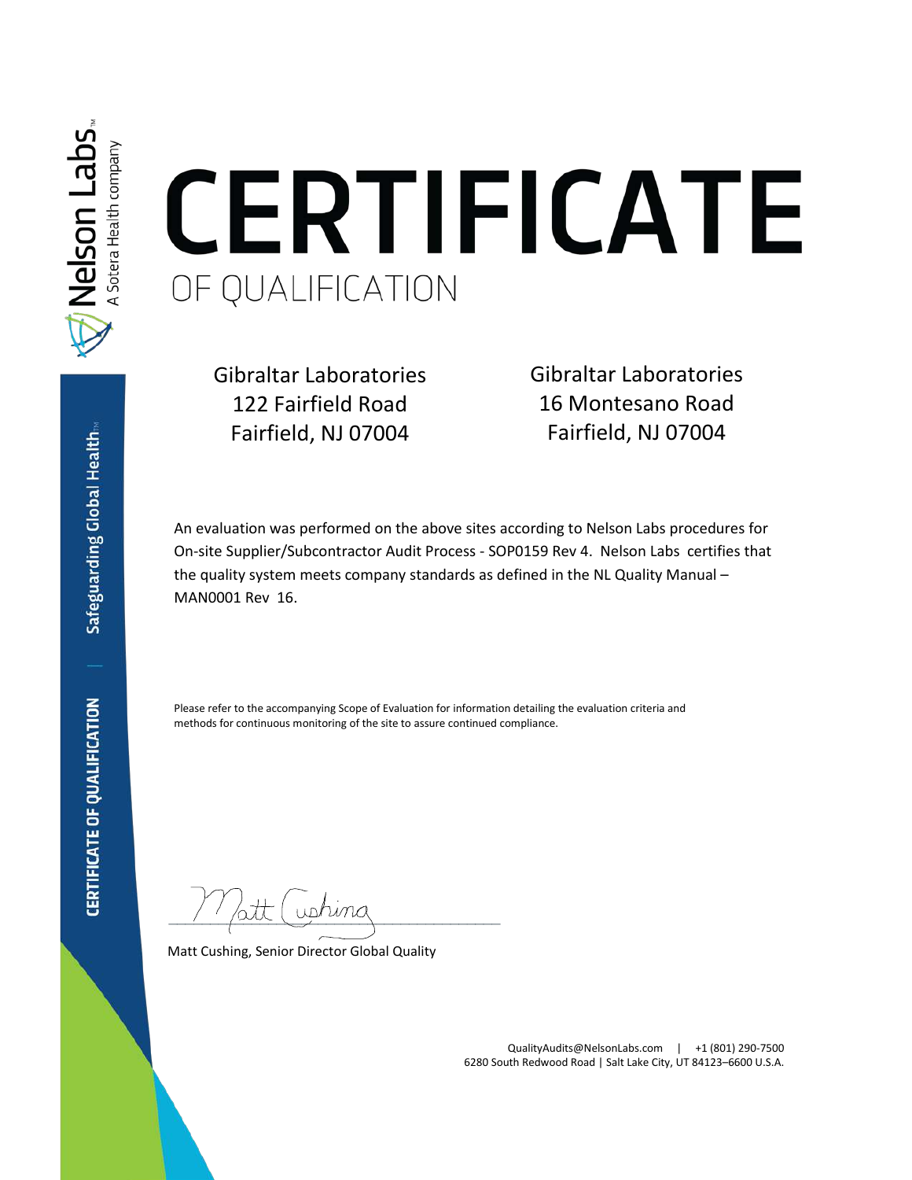Nelson Labs
A Sotera Health company

# CERTIFICATE

## OF QUALIFICATION

Gibraltar Laboratories
122 Fairfield Road
Fairfield, NJ 07004

Gibraltar Laboratories
16 Montesano Road
Fairfield, NJ 07004

An evaluation was performed on the above sites according to Nelson Labs procedures for On-site Supplier/Subcontractor Audit Process - SOP0159 Rev 4. Nelson Labs certifies that the quality system meets company standards as defined in the NL Quality Manual – MAN0001 Rev 16.

Please refer to the accompanying Scope of Evaluation for information detailing the evaluation criteria and methods for continuous monitoring of the site to assure continued compliance.

Matt Cushing, Senior Director Global Quality

QualityAudits@NelsonLabs.com | +1 (801) 290-7500
6280 South Redwood Road | Salt Lake City, UT 84123–6600 U.S.A.

CERTIFICATE OF QUALIFICATION | Safeguarding Global Health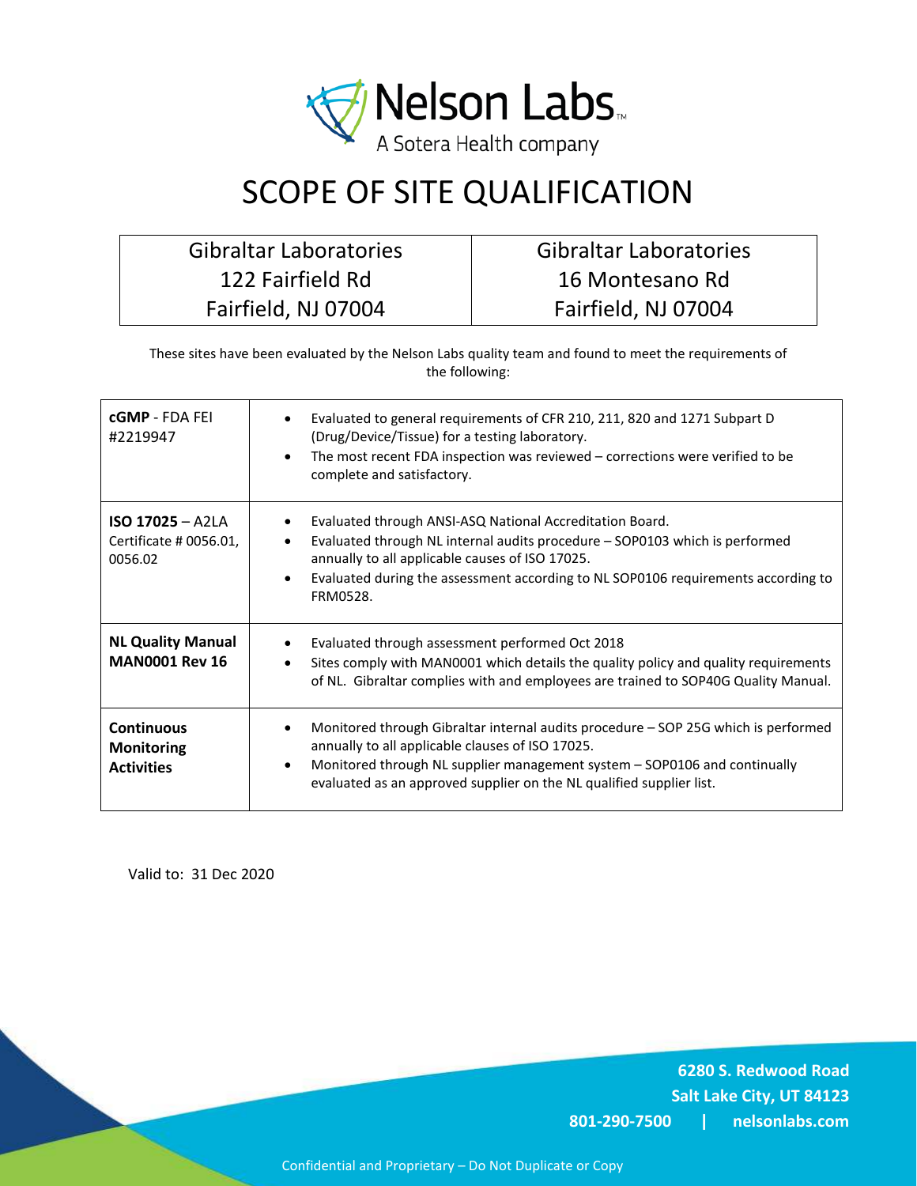Nelson Labs
A Sotera Health company

# SCOPE OF SITE QUALIFICATION

| Gibraltar Laboratories<br>122 Fairfield Rd<br>Fairfield, NJ 07004 | Gibraltar Laboratories<br>16 Montesano Rd<br>Fairfield, NJ 07004 |
|---|---|

These sites have been evaluated by the Nelson Labs quality team and found to meet the requirements of the following:

| | |
|---|---|
| **cGMP** - FDA FEI #2219947 | • Evaluated to general requirements of CFR 210, 211, 820 and 1271 Subpart D (Drug/Device/Tissue) for a testing laboratory.<br>• The most recent FDA inspection was reviewed – corrections were verified to be complete and satisfactory. |
| **ISO 17025** – A2LA Certificate # 0056.01, 0056.02 | • Evaluated through ANSI-ASQ National Accreditation Board.<br>• Evaluated through NL internal audits procedure – SOP0103 which is performed annually to all applicable causes of ISO 17025.<br>• Evaluated during the assessment according to NL SOP0106 requirements according to FRM0528. |
| **NL Quality Manual MAN0001 Rev 16** | • Evaluated through assessment performed Oct 2018<br>• Sites comply with MAN0001 which details the quality policy and quality requirements of NL. Gibraltar complies with and employees are trained to SOP40G Quality Manual. |
| **Continuous Monitoring Activities** | • Monitored through Gibraltar internal audits procedure – SOP 25G which is performed annually to all applicable clauses of ISO 17025.<br>• Monitored through NL supplier management system – SOP0106 and continually evaluated as an approved supplier on the NL qualified supplier list. |

Valid to: 31 Dec 2020

**6280 S. Redwood Road**
**Salt Lake City, UT 84123**
**801-290-7500 | nelsonlabs.com**

Confidential and Proprietary – Do Not Duplicate or Copy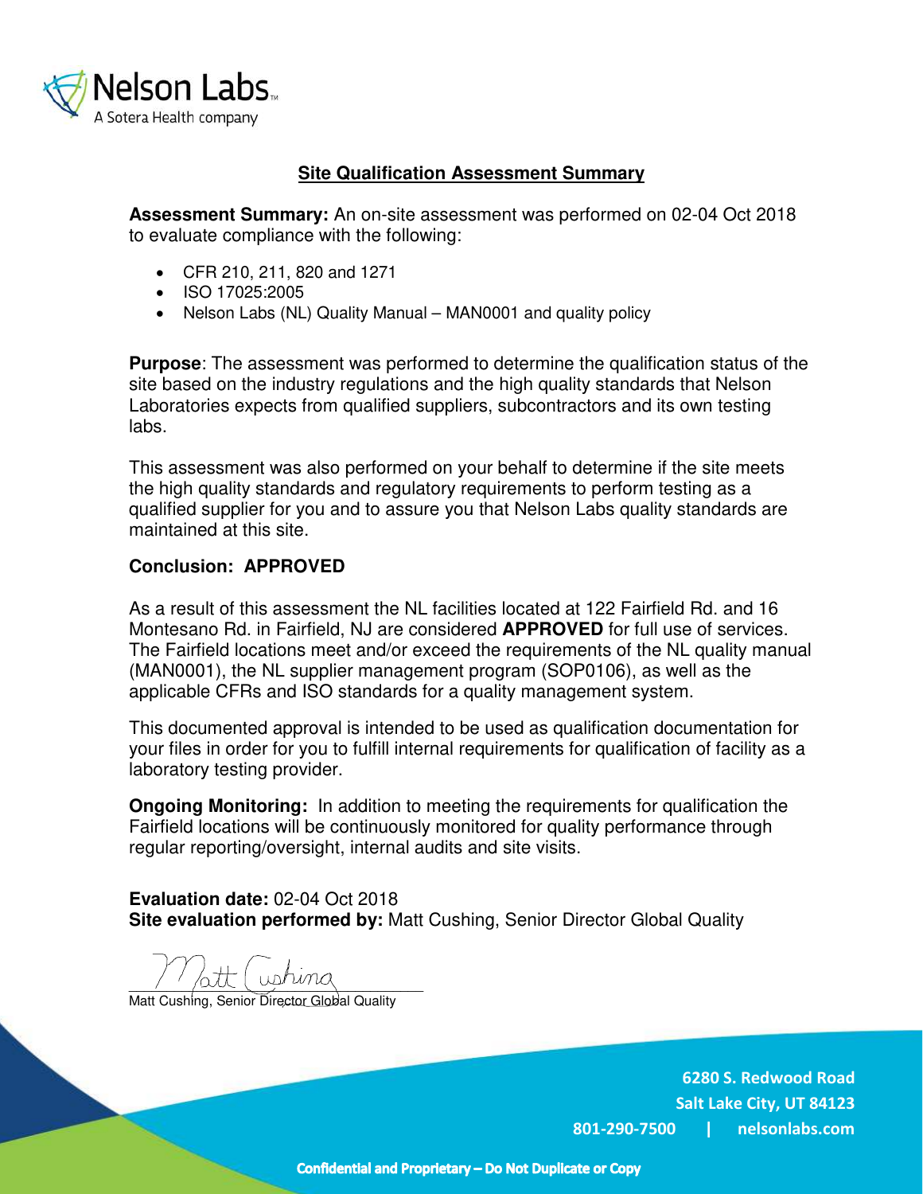Nelson Labs
A Sotera Health company

## Site Qualification Assessment Summary

**Assessment Summary:** An on-site assessment was performed on 02-04 Oct 2018 to evaluate compliance with the following:

- CFR 210, 211, 820 and 1271
- ISO 17025:2005
- Nelson Labs (NL) Quality Manual – MAN0001 and quality policy

**Purpose**: The assessment was performed to determine the qualification status of the site based on the industry regulations and the high quality standards that Nelson Laboratories expects from qualified suppliers, subcontractors and its own testing labs.

This assessment was also performed on your behalf to determine if the site meets the high quality standards and regulatory requirements to perform testing as a qualified supplier for you and to assure you that Nelson Labs quality standards are maintained at this site.

**Conclusion: APPROVED**

As a result of this assessment the NL facilities located at 122 Fairfield Rd. and 16 Montesano Rd. in Fairfield, NJ are considered **APPROVED** for full use of services. The Fairfield locations meet and/or exceed the requirements of the NL quality manual (MAN0001), the NL supplier management program (SOP0106), as well as the applicable CFRs and ISO standards for a quality management system.

This documented approval is intended to be used as qualification documentation for your files in order for you to fulfill internal requirements for qualification of facility as a laboratory testing provider.

**Ongoing Monitoring:** In addition to meeting the requirements for qualification the Fairfield locations will be continuously monitored for quality performance through regular reporting/oversight, internal audits and site visits.

**Evaluation date:** 02-04 Oct 2018
**Site evaluation performed by:** Matt Cushing, Senior Director Global Quality

Matt Cushing

Matt Cushing, Senior Director Global Quality

6280 S. Redwood Road
Salt Lake City, UT 84123
801-290-7500 | nelsonlabs.com

Confidential and Proprietary – Do Not Duplicate or Copy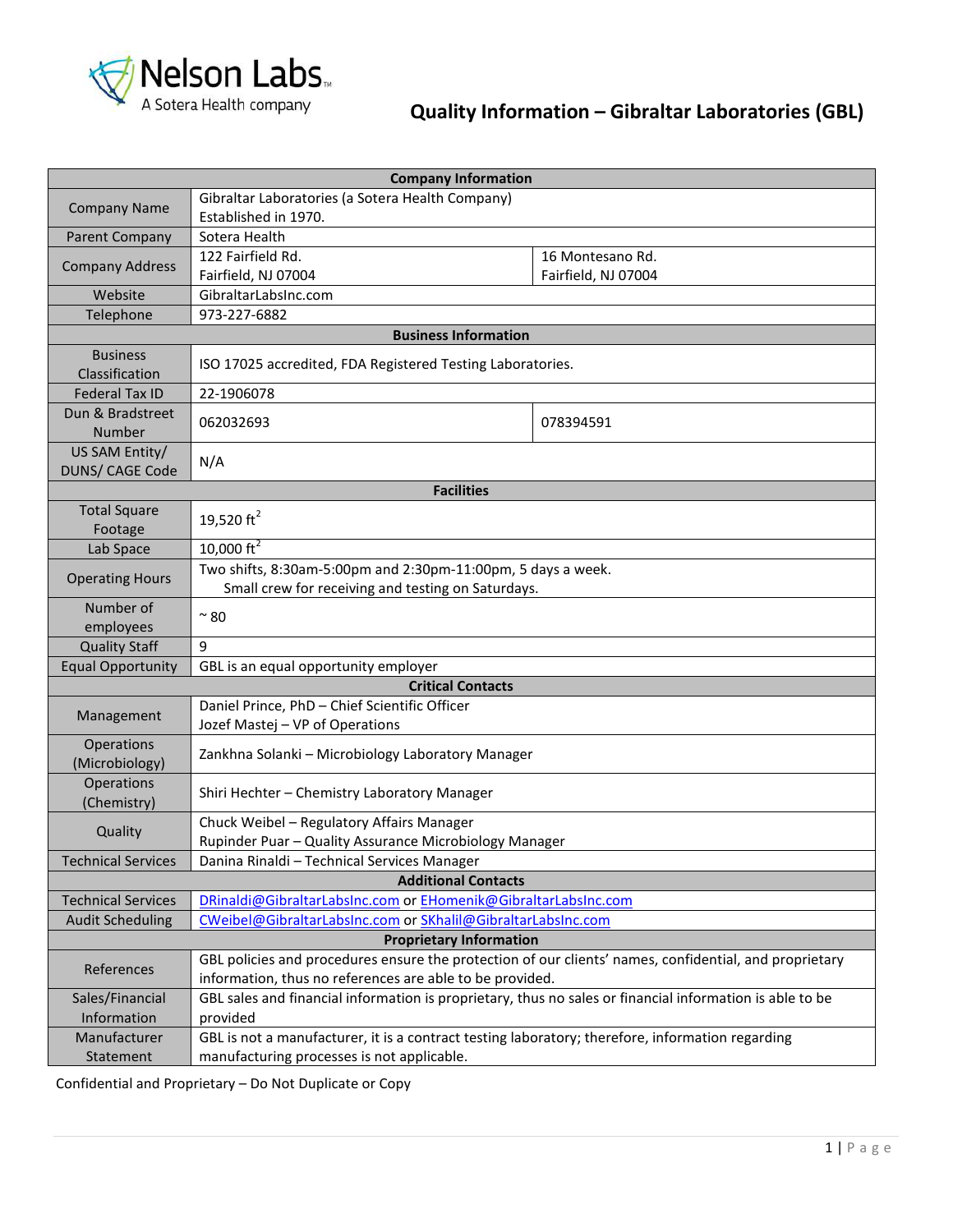# Quality Information – Gibraltar Laboratories (GBL)

| Company Information | | |
|---|---|---|
| Company Name | Gibraltar Laboratories (a Sotera Health Company) Established in 1970. | |
| Parent Company | Sotera Health | |
| Company Address | 122 Fairfield Rd. Fairfield, NJ 07004 | 16 Montesano Rd. Fairfield, NJ 07004 |
| Website | GibraltarLabsInc.com | |
| Telephone | 973-227-6882 | |
| **Business Information** | | |
| Business Classification | ISO 17025 accredited, FDA Registered Testing Laboratories. | |
| Federal Tax ID | 22-1906078 | |
| Dun & Bradstreet Number | 062032693 | 078394591 |
| US SAM Entity/ DUNS/ CAGE Code | N/A | |
| **Facilities** | | |
| Total Square Footage | 19,520 ft$^2$ | |
| Lab Space | 10,000 ft$^2$ | |
| Operating Hours | Two shifts, 8:30am-5:00pm and 2:30pm-11:00pm, 5 days a week. Small crew for receiving and testing on Saturdays. | |
| Number of employees | ~ 80 | |
| Quality Staff | 9 | |
| Equal Opportunity | GBL is an equal opportunity employer | |
| **Critical Contacts** | | |
| Management | Daniel Prince, PhD – Chief Scientific Officer<br>Jozef Mastej – VP of Operations | |
| Operations (Microbiology) | Zankhna Solanki – Microbiology Laboratory Manager | |
| Operations (Chemistry) | Shiri Hechter – Chemistry Laboratory Manager | |
| Quality | Chuck Weibel – Regulatory Affairs Manager<br>Rupinder Puar – Quality Assurance Microbiology Manager | |
| Technical Services | Danina Rinaldi – Technical Services Manager | |
| **Additional Contacts** | | |
| Technical Services | DRinaldi@GibraltarLabsInc.com or EHomenik@GibraltarLabsInc.com | |
| Audit Scheduling | CWeibel@GibraltarLabsInc.com or SKhalil@GibraltarLabsInc.com | |
| **Proprietary Information** | | |
| References | GBL policies and procedures ensure the protection of our clients' names, confidential, and proprietary information, thus no references are able to be provided. | |
| Sales/Financial Information | GBL sales and financial information is proprietary, thus no sales or financial information is able to be provided | |
| Manufacturer Statement | GBL is not a manufacturer, it is a contract testing laboratory; therefore, information regarding manufacturing processes is not applicable. | |

Confidential and Proprietary – Do Not Duplicate or Copy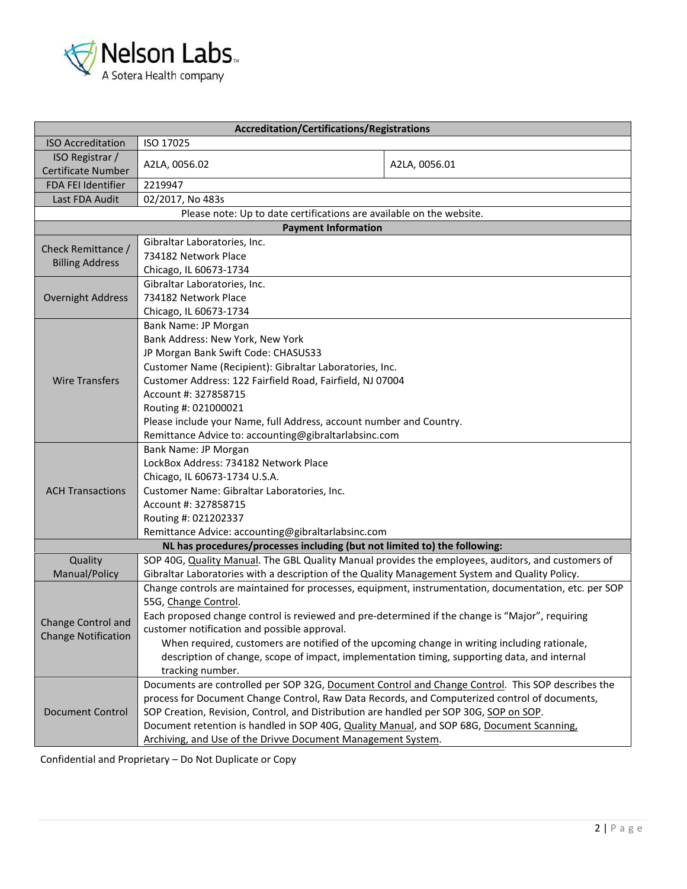| Accreditation/Certifications/Registrations | | |
|---|---|---|
| ISO Accreditation | ISO 17025 | |
| ISO Registrar / Certificate Number | A2LA, 0056.02 | A2LA, 0056.01 |
| FDA FEI Identifier | 2219947 | |
| Last FDA Audit | 02/2017, No 483s | |
| Please note: Up to date certifications are available on the website. | | |
| **Payment Information** | | |
| Check Remittance / Billing Address | Gibraltar Laboratories, Inc.<br>734182 Network Place<br>Chicago, IL 60673-1734 | |
| Overnight Address | Gibraltar Laboratories, Inc.<br>734182 Network Place<br>Chicago, IL 60673-1734 | |
| Wire Transfers | Bank Name: JP Morgan<br>Bank Address: New York, New York<br>JP Morgan Bank Swift Code: CHASUS33<br>Customer Name (Recipient): Gibraltar Laboratories, Inc.<br>Customer Address: 122 Fairfield Road, Fairfield, NJ 07004<br>Account #: 327858715<br>Routing #: 021000021<br>Please include your Name, full Address, account number and Country.<br>Remittance Advice to: accounting@gibraltarlabsinc.com | |
| ACH Transactions | Bank Name: JP Morgan<br>LockBox Address: 734182 Network Place<br>Chicago, IL 60673-1734 U.S.A.<br>Customer Name: Gibraltar Laboratories, Inc.<br>Account #: 327858715<br>Routing #: 021202337<br>Remittance Advice: accounting@gibraltarlabsinc.com | |
| **NL has procedures/processes including (but not limited to) the following:** | | |
| Quality Manual/Policy | SOP 40G, Quality Manual. The GBL Quality Manual provides the employees, auditors, and customers of Gibraltar Laboratories with a description of the Quality Management System and Quality Policy. | |
| Change Control and Change Notification | Change controls are maintained for processes, equipment, instrumentation, documentation, etc. per SOP 55G, Change Control.<br>Each proposed change control is reviewed and pre-determined if the change is "Major", requiring customer notification and possible approval.<br>When required, customers are notified of the upcoming change in writing including rationale, description of change, scope of impact, implementation timing, supporting data, and internal tracking number. | |
| Document Control | Documents are controlled per SOP 32G, Document Control and Change Control. This SOP describes the process for Document Change Control, Raw Data Records, and Computerized control of documents, SOP Creation, Revision, Control, and Distribution are handled per SOP 30G, SOP on SOP.<br>Document retention is handled in SOP 40G, Quality Manual, and SOP 68G, Document Scanning, Archiving, and Use of the Drivve Document Management System. | |

Confidential and Proprietary – Do Not Duplicate or Copy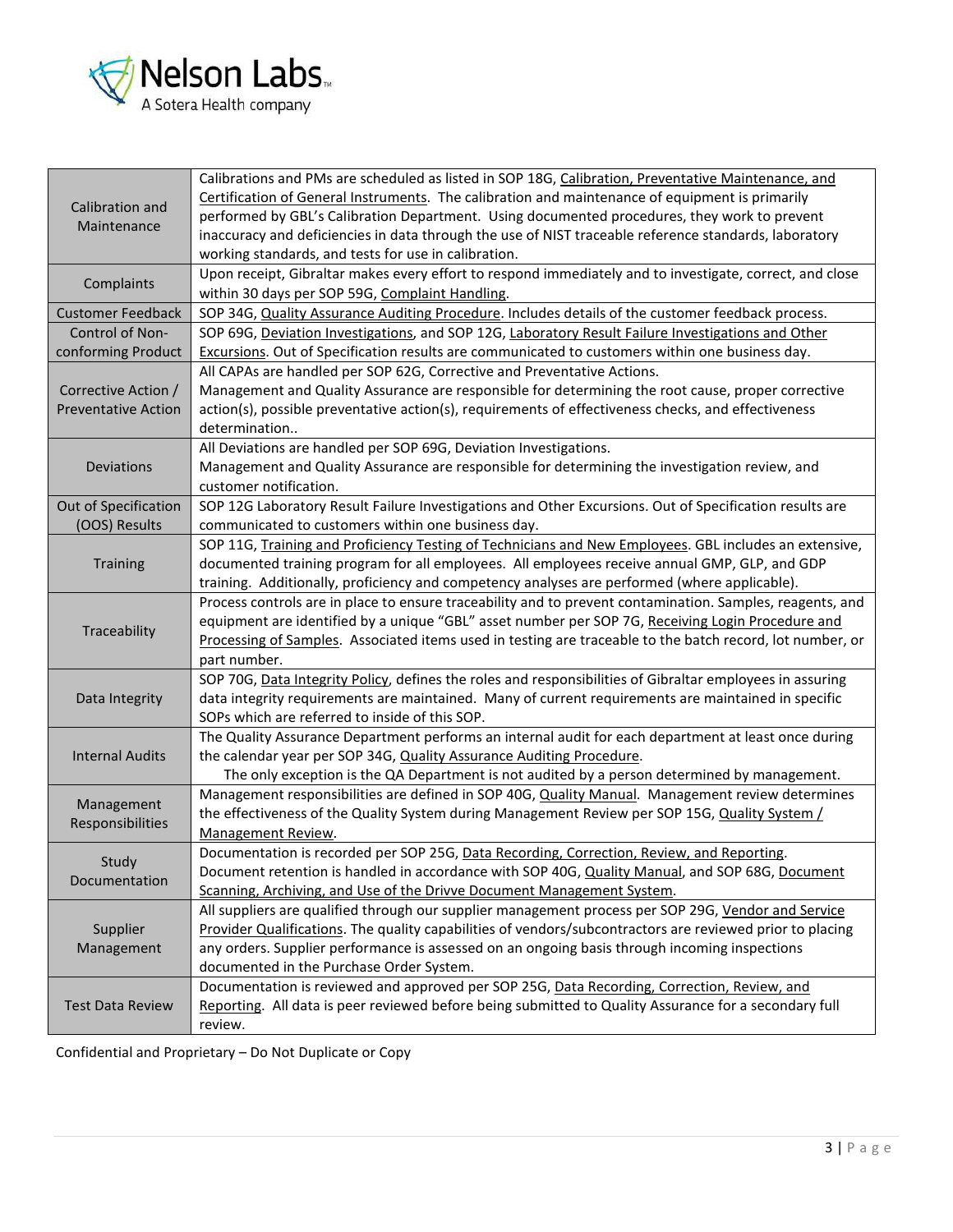| | |
|---|---|
| Calibration and Maintenance | Calibrations and PMs are scheduled as listed in SOP 18G, Calibration, Preventative Maintenance, and Certification of General Instruments. The calibration and maintenance of equipment is primarily performed by GBL's Calibration Department. Using documented procedures, they work to prevent inaccuracy and deficiencies in data through the use of NIST traceable reference standards, laboratory working standards, and tests for use in calibration. |
| Complaints | Upon receipt, Gibraltar makes every effort to respond immediately and to investigate, correct, and close within 30 days per SOP 59G, Complaint Handling. |
| Customer Feedback | SOP 34G, Quality Assurance Auditing Procedure. Includes details of the customer feedback process. |
| Control of Non-conforming Product | SOP 69G, Deviation Investigations, and SOP 12G, Laboratory Result Failure Investigations and Other Excursions. Out of Specification results are communicated to customers within one business day. |
| Corrective Action / Preventative Action | All CAPAs are handled per SOP 62G, Corrective and Preventative Actions.<br>Management and Quality Assurance are responsible for determining the root cause, proper corrective action(s), possible preventative action(s), requirements of effectiveness checks, and effectiveness determination.. |
| Deviations | All Deviations are handled per SOP 69G, Deviation Investigations.<br>Management and Quality Assurance are responsible for determining the investigation review, and customer notification. |
| Out of Specification (OOS) Results | SOP 12G Laboratory Result Failure Investigations and Other Excursions. Out of Specification results are communicated to customers within one business day. |
| Training | SOP 11G, Training and Proficiency Testing of Technicians and New Employees. GBL includes an extensive, documented training program for all employees. All employees receive annual GMP, GLP, and GDP training. Additionally, proficiency and competency analyses are performed (where applicable). |
| Traceability | Process controls are in place to ensure traceability and to prevent contamination. Samples, reagents, and equipment are identified by a unique "GBL" asset number per SOP 7G, Receiving Login Procedure and Processing of Samples. Associated items used in testing are traceable to the batch record, lot number, or part number. |
| Data Integrity | SOP 70G, Data Integrity Policy, defines the roles and responsibilities of Gibraltar employees in assuring data integrity requirements are maintained. Many of current requirements are maintained in specific SOPs which are referred to inside of this SOP. |
| Internal Audits | The Quality Assurance Department performs an internal audit for each department at least once during the calendar year per SOP 34G, Quality Assurance Auditing Procedure.<br>The only exception is the QA Department is not audited by a person determined by management. |
| Management Responsibilities | Management responsibilities are defined in SOP 40G, Quality Manual. Management review determines the effectiveness of the Quality System during Management Review per SOP 15G, Quality System / Management Review. |
| Study Documentation | Documentation is recorded per SOP 25G, Data Recording, Correction, Review, and Reporting. Document retention is handled in accordance with SOP 40G, Quality Manual, and SOP 68G, Document Scanning, Archiving, and Use of the Drivve Document Management System. |
| Supplier Management | All suppliers are qualified through our supplier management process per SOP 29G, Vendor and Service Provider Qualifications. The quality capabilities of vendors/subcontractors are reviewed prior to placing any orders. Supplier performance is assessed on an ongoing basis through incoming inspections documented in the Purchase Order System. |
| Test Data Review | Documentation is reviewed and approved per SOP 25G, Data Recording, Correction, Review, and Reporting. All data is peer reviewed before being submitted to Quality Assurance for a secondary full review. |

Confidential and Proprietary – Do Not Duplicate or Copy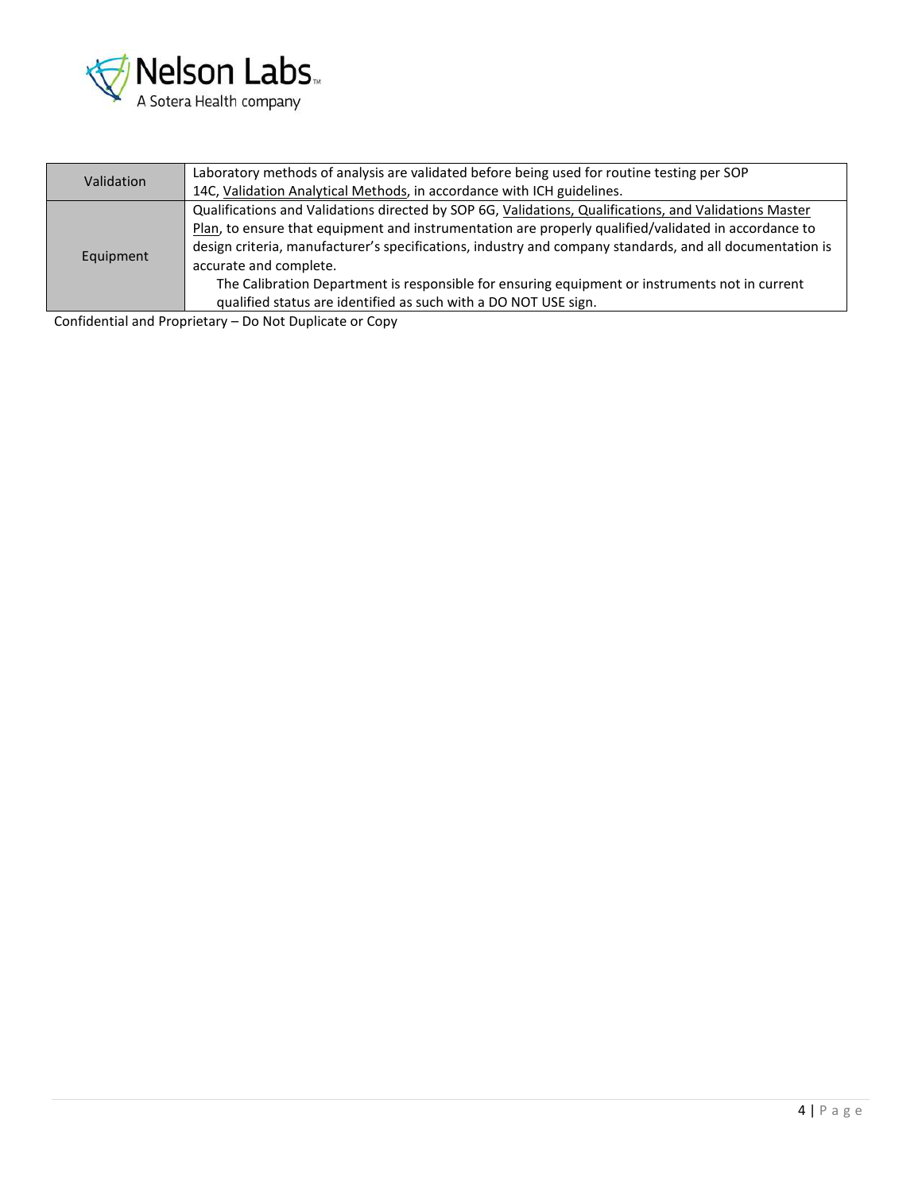| | |
|---|---|
| Validation | Laboratory methods of analysis are validated before being used for routine testing per SOP 14C, Validation Analytical Methods, in accordance with ICH guidelines. |
| Equipment | Qualifications and Validations directed by SOP 6G, Validations, Qualifications, and Validations Master Plan, to ensure that equipment and instrumentation are properly qualified/validated in accordance to design criteria, manufacturer's specifications, industry and company standards, and all documentation is accurate and complete.<br>The Calibration Department is responsible for ensuring equipment or instruments not in current qualified status are identified as such with a DO NOT USE sign. |

Confidential and Proprietary – Do Not Duplicate or Copy